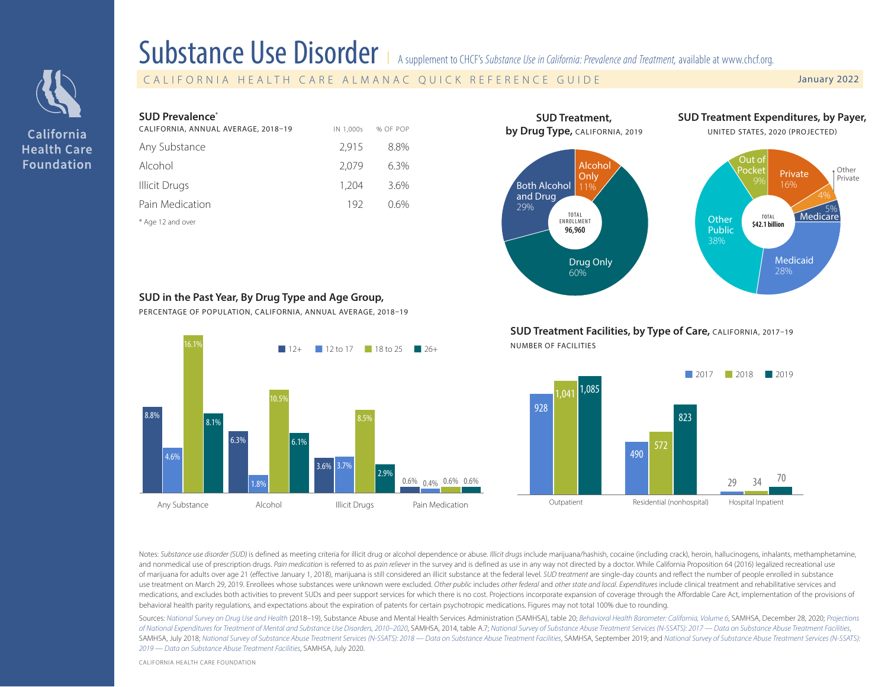# Substance Use Disorder

A supplement to CHCF's *Substance Use in California: Prevalence and Treatment,* available at www.chcf.org.

CALIFORNIA HEALTH CARE ALMANAC QUICK REFERENCE GUIDE — January 2022

California Health Care Foundation

## SUD Prevalence*

CALIFORNIA, ANNUAL AVERAGE, 2018–19

| | IN 1,000s | % OF POP |
|---|---|---|
| Any Substance | 2,915 | 8.8% |
| Alcohol | 2,079 | 6.3% |
| Illicit Drugs | 1,204 | 3.6% |
| Pain Medication | 192 | 0.6% |

\* Age 12 and over

## SUD Treatment, by Drug Type, CALIFORNIA, 2019

TOTAL ENROLLMENT 96,960

| Drug Type | % |
|---|---|
| Alcohol Only | 11% |
| Drug Only | 60% |
| Both Alcohol and Drug | 29% |

## SUD Treatment Expenditures, by Payer, UNITED STATES, 2020 (PROJECTED)

TOTAL $42.1 billion

| Payer | % |
|---|---|
| Private | 16% |
| Other Private | 4% |
| Medicare | 5% |
| Medicaid | 28% |
| Other Public | 38% |
| Out of Pocket | 9% |

## SUD in the Past Year, By Drug Type and Age Group,

PERCENTAGE OF POPULATION, CALIFORNIA, ANNUAL AVERAGE, 2018–19

| | 12+ | 12 to 17 | 18 to 25 | 26+ |
|---|---|---|---|---|
| Any Substance | 8.8% | 4.6% | 16.1% | 8.1% |
| Alcohol | 6.3% | 1.8% | 10.5% | 6.1% |
| Illicit Drugs | 3.6% | 3.7% | 8.5% | 2.9% |
| Pain Medication | 0.6% | 0.4% | 0.6% | 0.6% |

## SUD Treatment Facilities, by Type of Care, CALIFORNIA, 2017–19

NUMBER OF FACILITIES

| | 2017 | 2018 | 2019 |
|---|---|---|---|
| Outpatient | 928 | 1,041 | 1,085 |
| Residential (nonhospital) | 490 | 572 | 823 |
| Hospital Inpatient | 29 | 34 | 70 |

Notes: *Substance use disorder (SUD)* is defined as meeting criteria for illicit drug or alcohol dependence or abuse. *Illicit drugs* include marijuana/hashish, cocaine (including crack), heroin, hallucinogens, inhalants, methamphetamine, and nonmedical use of prescription drugs. *Pain medication* is referred to as *pain reliever* in the survey and is defined as use in any way not directed by a doctor. While California Proposition 64 (2016) legalized recreational use of marijuana for adults over age 21 (effective January 1, 2018), marijuana is still considered an illicit substance at the federal level. *SUD treatment* are single-day counts and reflect the number of people enrolled in substance use treatment on March 29, 2019. Enrollees whose substances were unknown were excluded. *Other public* includes *other federal* and *other state and local*. *Expenditures* include clinical treatment and rehabilitative services and medications, and excludes both activities to prevent SUDs and peer support services for which there is no cost. Projections incorporate expansion of coverage through the Affordable Care Act, implementation of the provisions of behavioral health parity regulations, and expectations about the expiration of patents for certain psychotropic medications. Figures may not total 100% due to rounding.

Sources: *National Survey on Drug Use and Health* (2018–19), Substance Abuse and Mental Health Services Administration (SAMHSA), table 20; *Behavioral Health Barometer: California, Volume 6*, SAMHSA, December 28, 2020; *Projections of National Expenditures for Treatment of Mental and Substance Use Disorders, 2010–2020*, SAMHSA, 2014, table A.7; *National Survey of Substance Abuse Treatment Services (N-SSATS): 2017 — Data on Substance Abuse Treatment Facilities*, SAMHSA, July 2018; *National Survey of Substance Abuse Treatment Services (N-SSATS): 2018 — Data on Substance Abuse Treatment Facilities*, SAMHSA, September 2019; and *National Survey of Substance Abuse Treatment Services (N-SSATS): 2019 — Data on Substance Abuse Treatment Facilities*, SAMHSA, July 2020.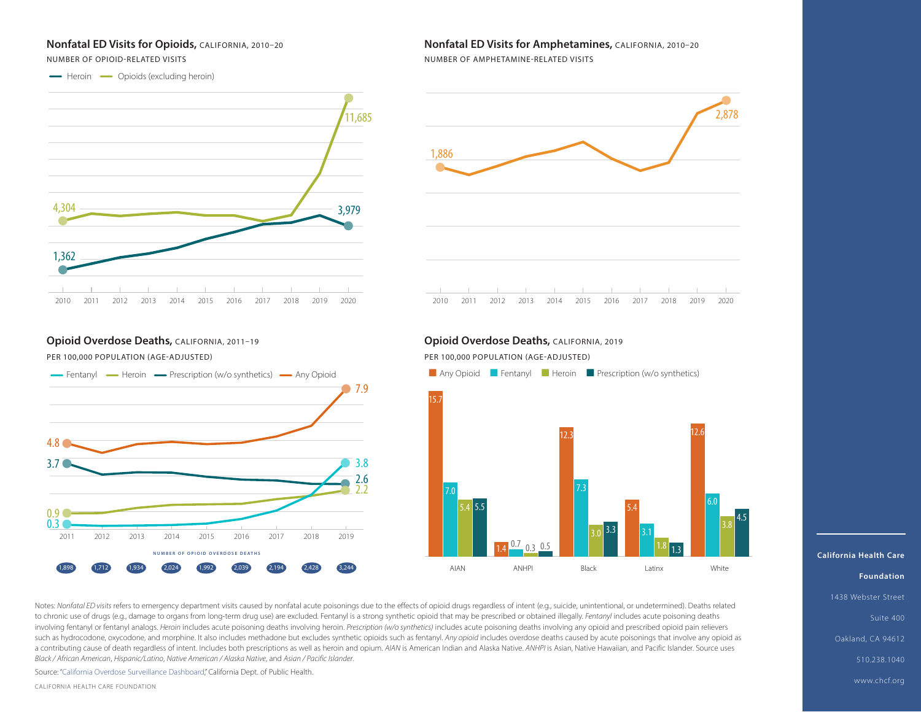## Nonfatal ED Visits for Opioids, CALIFORNIA, 2010–20

NUMBER OF OPIOID-RELATED VISITS

Heroin
Opioids (excluding heroin)

4,304
11,685
1,362
3,979

2010 2011 2012 2013 2014 2015 2016 2017 2018 2019 2020

## Nonfatal ED Visits for Amphetamines, CALIFORNIA, 2010–20

NUMBER OF AMPHETAMINE-RELATED VISITS

1,886
2,878

2010 2011 2012 2013 2014 2015 2016 2017 2018 2019 2020

## Opioid Overdose Deaths, CALIFORNIA, 2011–19

PER 100,000 POPULATION (AGE-ADJUSTED)

Fentanyl
Heroin
Prescription (w/o synthetics)
Any Opioid

4.8
3.7
0.9
0.3
7.9
3.8
2.6
2.2

2011 2012 2013 2014 2015 2016 2017 2018 2019

NUMBER OF OPIOID OVERDOSE DEATHS

1,898 1,712 1,934 2,024 1,992 2,039 2,194 2,428 3,244

## Opioid Overdose Deaths, CALIFORNIA, 2019

PER 100,000 POPULATION (AGE-ADJUSTED)

Any Opioid
Fentanyl
Heroin
Prescription (w/o synthetics)

AIAN: 15.7 7.0 5.4 5.5
ANHPI: 1.4 0.7 0.3 0.5
Black: 12.3 7.3 3.0 3.3
Latinx: 5.4 3.1 1.8 1.3
White: 12.6 6.0 3.8 4.5

Notes: *Nonfatal ED visits* refers to emergency department visits caused by nonfatal acute poisonings due to the effects of opioid drugs regardless of intent (e.g., suicide, unintentional, or undetermined). Deaths related to chronic use of drugs (e.g., damage to organs from long-term drug use) are excluded. Fentanyl is a strong synthetic opioid that may be prescribed or obtained illegally. *Fentanyl* includes acute poisoning deaths involving fentanyl or fentanyl analogs. *Heroin* includes acute poisoning deaths involving heroin. *Prescription (w/o synthetics)* includes acute poisoning deaths involving any opioid and prescribed opioid pain relievers such as hydrocodone, oxycodone, and morphine. It also includes methadone but excludes synthetic opioids such as fentanyl. *Any opioid* includes overdose deaths caused by acute poisonings that involve any opioid as a contributing cause of death regardless of intent. Includes both prescriptions as well as heroin and opium. *AIAN* is American Indian and Alaska Native. *ANHPI* is Asian, Native Hawaiian, and Pacific Islander. Source uses *Black / African American*, *Hispanic/Latino*, *Native American / Alaska Native*, and *Asian / Pacific Islander*.

Source: "California Overdose Surveillance Dashboard," California Dept. of Public Health.

**California Health Care Foundation**
1438 Webster Street
Suite 400
Oakland, CA 94612
510.238.1040
www.chcf.org